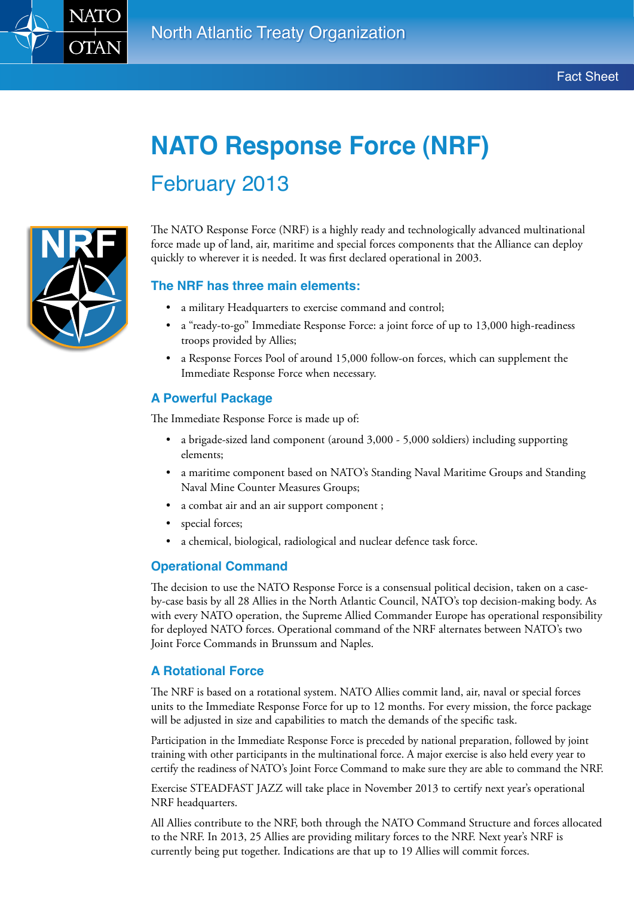# NATO Response Force (NRF)

## February 2013

The NATO Response Force (NRF) is a highly ready and technologically advanced multinational force made up of land, air, maritime and special forces components that the Alliance can deploy quickly to wherever it is needed. It was first declared operational in 2003.

### The NRF has three main elements:

- a military Headquarters to exercise command and control;
- a "ready-to-go" Immediate Response Force: a joint force of up to 13,000 high-readiness troops provided by Allies;
- a Response Forces Pool of around 15,000 follow-on forces, which can supplement the Immediate Response Force when necessary.

### A Powerful Package

The Immediate Response Force is made up of:

- a brigade-sized land component (around 3,000 - 5,000 soldiers) including supporting elements;
- a maritime component based on NATO's Standing Naval Maritime Groups and Standing Naval Mine Counter Measures Groups;
- a combat air and an air support component ;
- special forces;
- a chemical, biological, radiological and nuclear defence task force.

### Operational Command

The decision to use the NATO Response Force is a consensual political decision, taken on a case-by-case basis by all 28 Allies in the North Atlantic Council, NATO's top decision-making body. As with every NATO operation, the Supreme Allied Commander Europe has operational responsibility for deployed NATO forces. Operational command of the NRF alternates between NATO's two Joint Force Commands in Brunssum and Naples.

### A Rotational Force

The NRF is based on a rotational system. NATO Allies commit land, air, naval or special forces units to the Immediate Response Force for up to 12 months. For every mission, the force package will be adjusted in size and capabilities to match the demands of the specific task.

Participation in the Immediate Response Force is preceded by national preparation, followed by joint training with other participants in the multinational force. A major exercise is also held every year to certify the readiness of NATO's Joint Force Command to make sure they are able to command the NRF.

Exercise STEADFAST JAZZ will take place in November 2013 to certify next year's operational NRF headquarters.

All Allies contribute to the NRF, both through the NATO Command Structure and forces allocated to the NRF. In 2013, 25 Allies are providing military forces to the NRF. Next year's NRF is currently being put together. Indications are that up to 19 Allies will commit forces.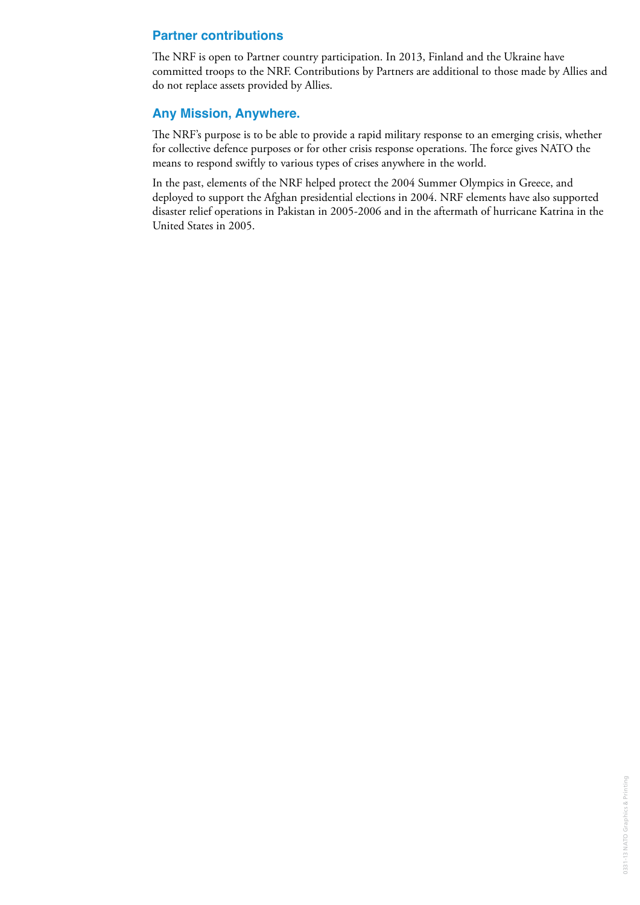## Partner contributions

The NRF is open to Partner country participation. In 2013, Finland and the Ukraine have committed troops to the NRF. Contributions by Partners are additional to those made by Allies and do not replace assets provided by Allies.

## Any Mission, Anywhere.

The NRF's purpose is to be able to provide a rapid military response to an emerging crisis, whether for collective defence purposes or for other crisis response operations. The force gives NATO the means to respond swiftly to various types of crises anywhere in the world.

In the past, elements of the NRF helped protect the 2004 Summer Olympics in Greece, and deployed to support the Afghan presidential elections in 2004. NRF elements have also supported disaster relief operations in Pakistan in 2005-2006 and in the aftermath of hurricane Katrina in the United States in 2005.

0331-13 NATO Graphics & Printing